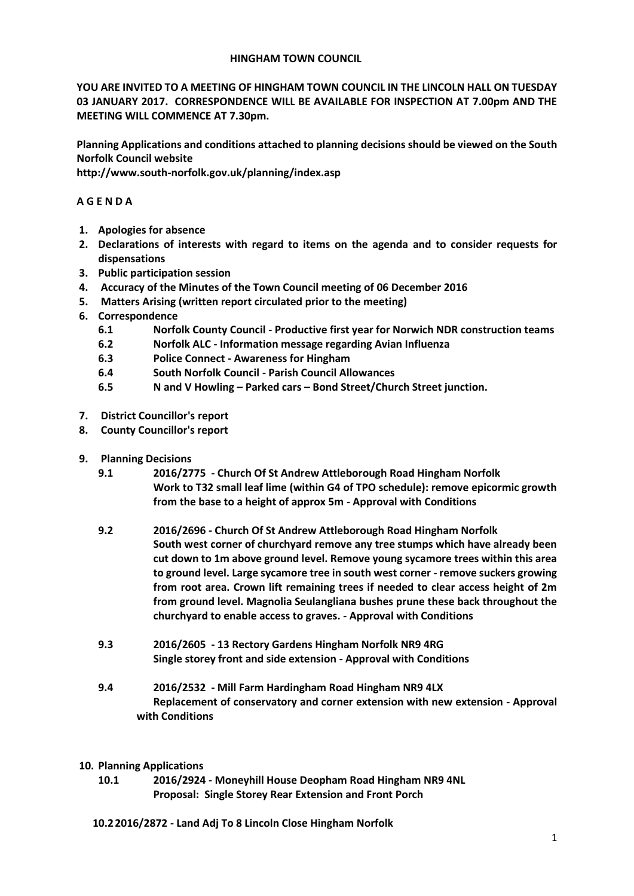**HINGHAM TOWN COUNCIL**

**YOU ARE INVITED TO A MEETING OF HINGHAM TOWN COUNCIL IN THE LINCOLN HALL ON TUESDAY 03 JANUARY 2017. CORRESPONDENCE WILL BE AVAILABLE FOR INSPECTION AT 7.00pm AND THE MEETING WILL COMMENCE AT 7.30pm.**

**Planning Applications and conditions attached to planning decisions should be viewed on the South Norfolk Council website**
**http://www.south-norfolk.gov.uk/planning/index.asp**

**A G E N D A**

1. **Apologies for absence**
2. **Declarations of interests with regard to items on the agenda and to consider requests for dispensations**
3. **Public participation session**
4. **Accuracy of the Minutes of the Town Council meeting of 06 December 2016**
5. **Matters Arising (written report circulated prior to the meeting)**
6. **Correspondence**
   - **6.1 Norfolk County Council - Productive first year for Norwich NDR construction teams**
   - **6.2 Norfolk ALC - Information message regarding Avian Influenza**
   - **6.3 Police Connect - Awareness for Hingham**
   - **6.4 South Norfolk Council - Parish Council Allowances**
   - **6.5 N and V Howling – Parked cars – Bond Street/Church Street junction.**
7. **District Councillor's report**
8. **County Councillor's report**
9. **Planning Decisions**
   - **9.1 2016/2775 - Church Of St Andrew Attleborough Road Hingham Norfolk**
     **Work to T32 small leaf lime (within G4 of TPO schedule): remove epicormic growth from the base to a height of approx 5m - Approval with Conditions**
   - **9.2 2016/2696 - Church Of St Andrew Attleborough Road Hingham Norfolk**
     **South west corner of churchyard remove any tree stumps which have already been cut down to 1m above ground level. Remove young sycamore trees within this area to ground level. Large sycamore tree in south west corner - remove suckers growing from root area. Crown lift remaining trees if needed to clear access height of 2m from ground level. Magnolia Seulangliana bushes prune these back throughout the churchyard to enable access to graves. - Approval with Conditions**
   - **9.3 2016/2605 - 13 Rectory Gardens Hingham Norfolk NR9 4RG**
     **Single storey front and side extension - Approval with Conditions**
   - **9.4 2016/2532 - Mill Farm Hardingham Road Hingham NR9 4LX**
     **Replacement of conservatory and corner extension with new extension - Approval with Conditions**
10. **Planning Applications**
    - **10.1 2016/2924 - Moneyhill House Deopham Road Hingham NR9 4NL**
      **Proposal: Single Storey Rear Extension and Front Porch**
    - **10.2 2016/2872 - Land Adj To 8 Lincoln Close Hingham Norfolk**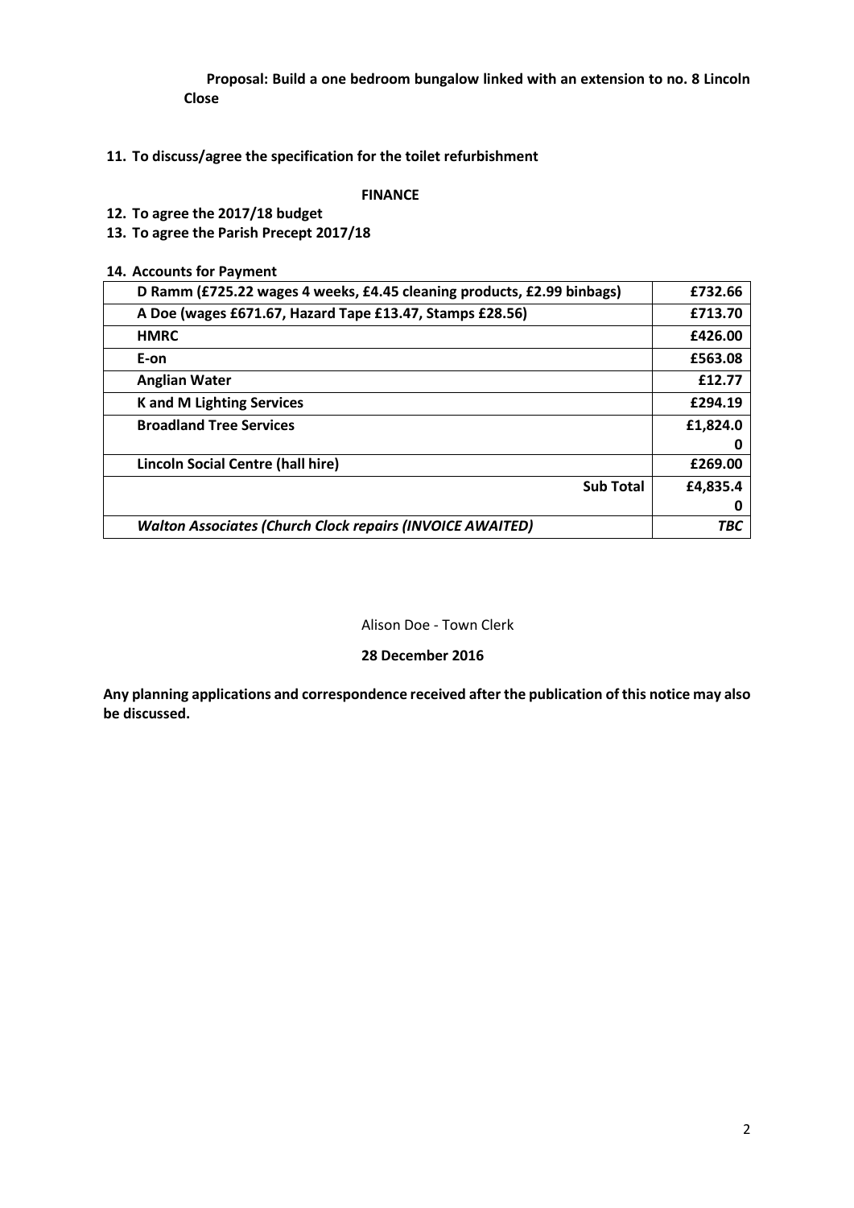**Proposal: Build a one bedroom bungalow linked with an extension to no. 8 Lincoln Close**

11. **To discuss/agree the specification for the toilet refurbishment**

**FINANCE**

12. **To agree the 2017/18 budget**
13. **To agree the Parish Precept 2017/18**
14. **Accounts for Payment**

| | |
|---|---|
| **D Ramm (£725.22 wages 4 weeks, £4.45 cleaning products, £2.99 binbags)** | **£732.66** |
| **A Doe (wages £671.67, Hazard Tape £13.47, Stamps £28.56)** | **£713.70** |
| **HMRC** | **£426.00** |
| **E-on** | **£563.08** |
| **Anglian Water** | **£12.77** |
| **K and M Lighting Services** | **£294.19** |
| **Broadland Tree Services** | **£1,824.00** |
| **Lincoln Social Centre (hall hire)** | **£269.00** |
| **Sub Total** | **£4,835.40** |
| ***Walton Associates (Church Clock repairs (INVOICE AWAITED)*** | ***TBC*** |

Alison Doe - Town Clerk

**28 December 2016**

**Any planning applications and correspondence received after the publication of this notice may also be discussed.**